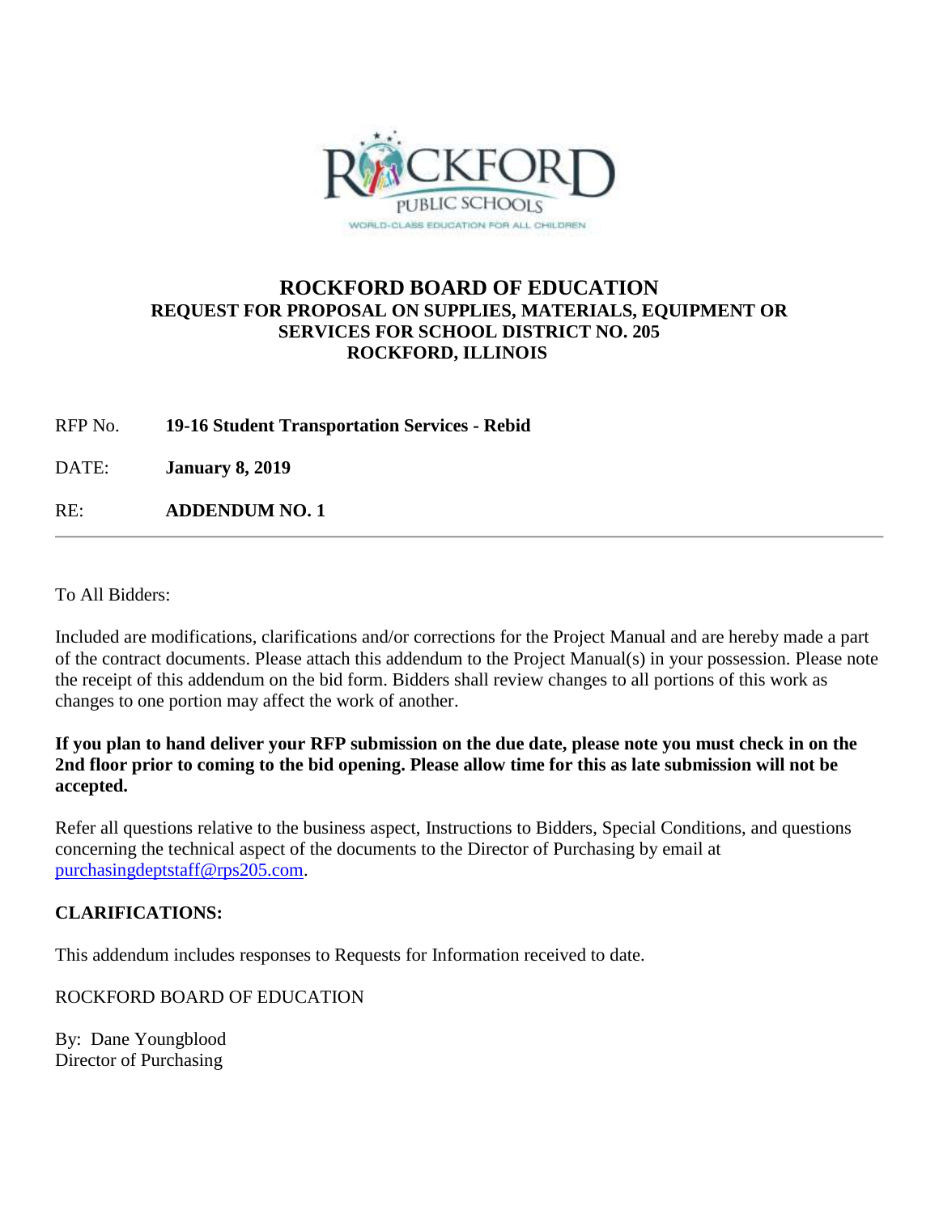# ROCKFORD BOARD OF EDUCATION

## REQUEST FOR PROPOSAL ON SUPPLIES, MATERIALS, EQUIPMENT OR SERVICES FOR SCHOOL DISTRICT NO. 205 ROCKFORD, ILLINOIS

RFP No. **19-16 Student Transportation Services - Rebid**

DATE: **January 8, 2019**

RE: **ADDENDUM NO. 1**

---

To All Bidders:

Included are modifications, clarifications and/or corrections for the Project Manual and are hereby made a part of the contract documents. Please attach this addendum to the Project Manual(s) in your possession. Please note the receipt of this addendum on the bid form. Bidders shall review changes to all portions of this work as changes to one portion may affect the work of another.

**If you plan to hand deliver your RFP submission on the due date, please note you must check in on the 2nd floor prior to coming to the bid opening. Please allow time for this as late submission will not be accepted.**

Refer all questions relative to the business aspect, Instructions to Bidders, Special Conditions, and questions concerning the technical aspect of the documents to the Director of Purchasing by email at purchasingdeptstaff@rps205.com.

**CLARIFICATIONS:**

This addendum includes responses to Requests for Information received to date.

ROCKFORD BOARD OF EDUCATION

By: Dane Youngblood
Director of Purchasing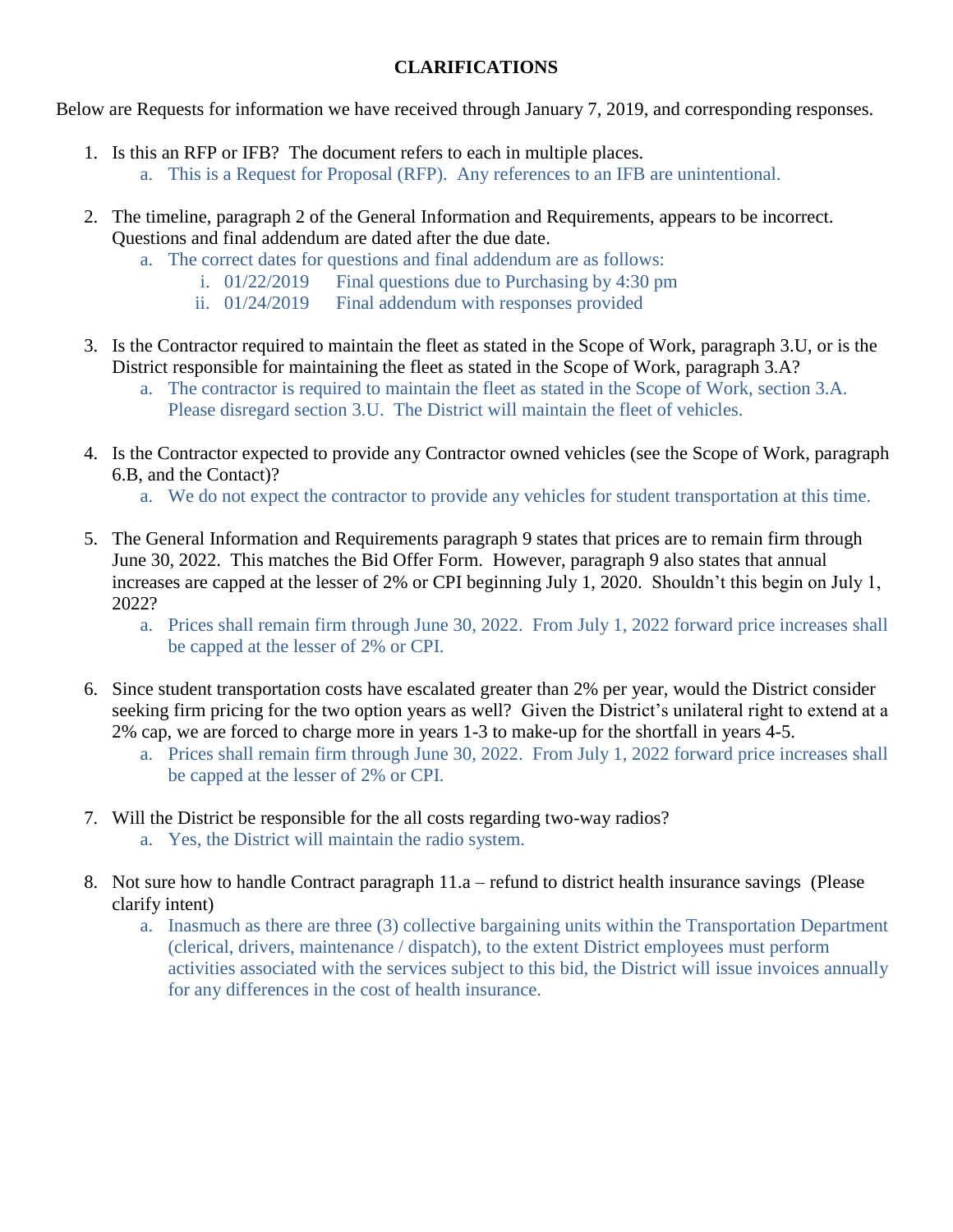**CLARIFICATIONS**

Below are Requests for information we have received through January 7, 2019, and corresponding responses.

1. Is this an RFP or IFB? The document refers to each in multiple places.
   a. This is a Request for Proposal (RFP). Any references to an IFB are unintentional.

2. The timeline, paragraph 2 of the General Information and Requirements, appears to be incorrect. Questions and final addendum are dated after the due date.
   a. The correct dates for questions and final addendum are as follows:
      i. 01/22/2019 Final questions due to Purchasing by 4:30 pm
      ii. 01/24/2019 Final addendum with responses provided

3. Is the Contractor required to maintain the fleet as stated in the Scope of Work, paragraph 3.U, or is the District responsible for maintaining the fleet as stated in the Scope of Work, paragraph 3.A?
   a. The contractor is required to maintain the fleet as stated in the Scope of Work, section 3.A. Please disregard section 3.U. The District will maintain the fleet of vehicles.

4. Is the Contractor expected to provide any Contractor owned vehicles (see the Scope of Work, paragraph 6.B, and the Contact)?
   a. We do not expect the contractor to provide any vehicles for student transportation at this time.

5. The General Information and Requirements paragraph 9 states that prices are to remain firm through June 30, 2022. This matches the Bid Offer Form. However, paragraph 9 also states that annual increases are capped at the lesser of 2% or CPI beginning July 1, 2020. Shouldn't this begin on July 1, 2022?
   a. Prices shall remain firm through June 30, 2022. From July 1, 2022 forward price increases shall be capped at the lesser of 2% or CPI.

6. Since student transportation costs have escalated greater than 2% per year, would the District consider seeking firm pricing for the two option years as well? Given the District's unilateral right to extend at a 2% cap, we are forced to charge more in years 1-3 to make-up for the shortfall in years 4-5.
   a. Prices shall remain firm through June 30, 2022. From July 1, 2022 forward price increases shall be capped at the lesser of 2% or CPI.

7. Will the District be responsible for the all costs regarding two-way radios?
   a. Yes, the District will maintain the radio system.

8. Not sure how to handle Contract paragraph 11.a – refund to district health insurance savings (Please clarify intent)
   a. Inasmuch as there are three (3) collective bargaining units within the Transportation Department (clerical, drivers, maintenance / dispatch), to the extent District employees must perform activities associated with the services subject to this bid, the District will issue invoices annually for any differences in the cost of health insurance.